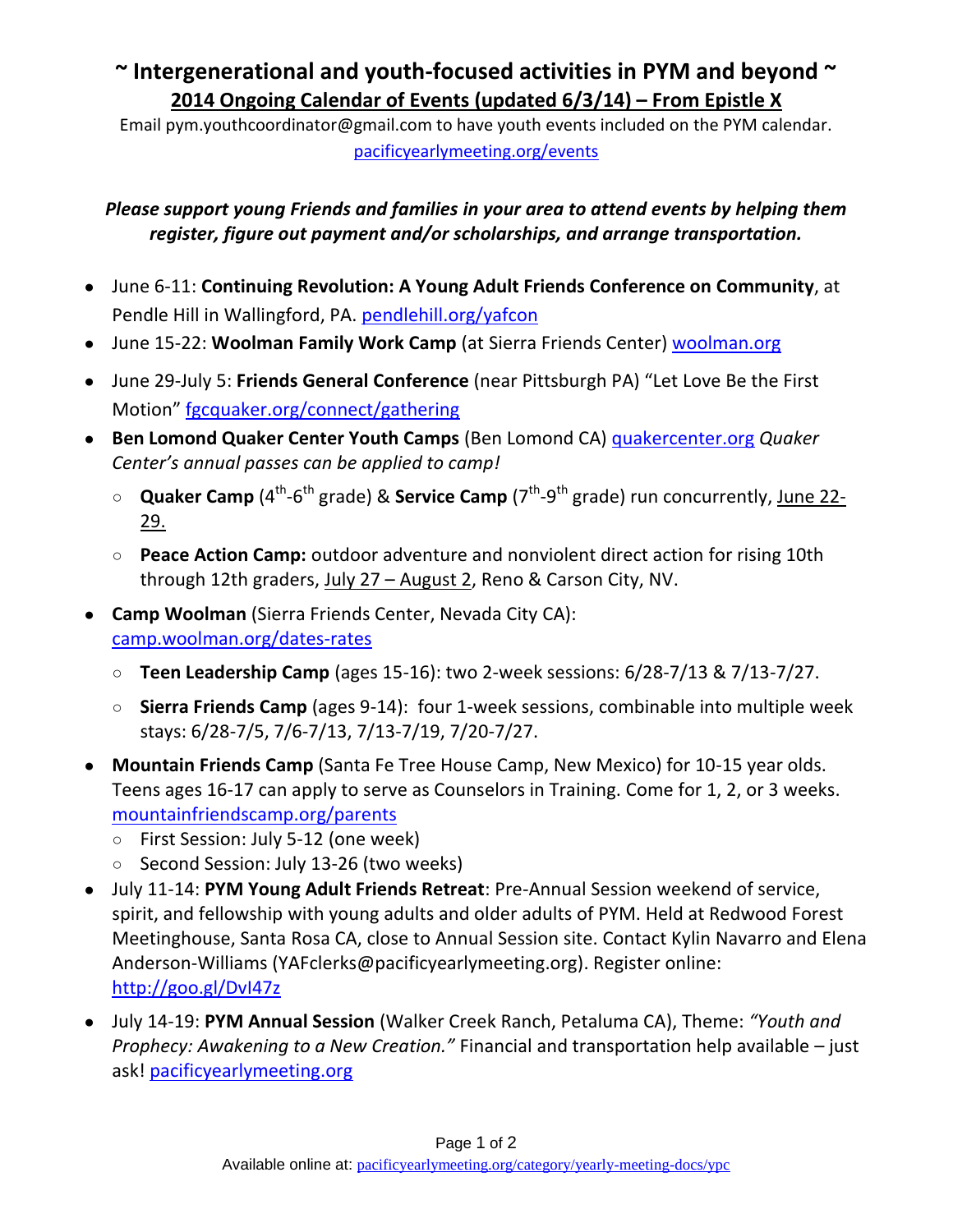# ~ Intergenerational and youth-focused activities in PYM and beyond ~

## 2014 Ongoing Calendar of Events (updated 6/3/14) – From Epistle X

Email pym.youthcoordinator@gmail.com to have youth events included on the PYM calendar.
pacificyearlymeeting.org/events

***Please support young Friends and families in your area to attend events by helping them register, figure out payment and/or scholarships, and arrange transportation.***

- June 6-11: **Continuing Revolution: A Young Adult Friends Conference on Community**, at Pendle Hill in Wallingford, PA. pendlehill.org/yafcon
- June 15-22: **Woolman Family Work Camp** (at Sierra Friends Center) woolman.org
- June 29-July 5: **Friends General Conference** (near Pittsburgh PA) "Let Love Be the First Motion" fgcquaker.org/connect/gathering
- **Ben Lomond Quaker Center Youth Camps** (Ben Lomond CA) quakercenter.org *Quaker Center's annual passes can be applied to camp!*
  - **Quaker Camp** (4th-6th grade) & **Service Camp** (7th-9th grade) run concurrently, June 22-29.
  - **Peace Action Camp:** outdoor adventure and nonviolent direct action for rising 10th through 12th graders, July 27 – August 2, Reno & Carson City, NV.
- **Camp Woolman** (Sierra Friends Center, Nevada City CA): camp.woolman.org/dates-rates
  - **Teen Leadership Camp** (ages 15-16): two 2-week sessions: 6/28-7/13 & 7/13-7/27.
  - **Sierra Friends Camp** (ages 9-14): four 1-week sessions, combinable into multiple week stays: 6/28-7/5, 7/6-7/13, 7/13-7/19, 7/20-7/27.
- **Mountain Friends Camp** (Santa Fe Tree House Camp, New Mexico) for 10-15 year olds. Teens ages 16-17 can apply to serve as Counselors in Training. Come for 1, 2, or 3 weeks. mountainfriendscamp.org/parents
  - First Session: July 5-12 (one week)
  - Second Session: July 13-26 (two weeks)
- July 11-14: **PYM Young Adult Friends Retreat**: Pre-Annual Session weekend of service, spirit, and fellowship with young adults and older adults of PYM. Held at Redwood Forest Meetinghouse, Santa Rosa CA, close to Annual Session site. Contact Kylin Navarro and Elena Anderson-Williams (YAFclerks@pacificyearlymeeting.org). Register online: http://goo.gl/DvI47z
- July 14-19: **PYM Annual Session** (Walker Creek Ranch, Petaluma CA), Theme: *"Youth and Prophecy: Awakening to a New Creation."* Financial and transportation help available – just ask! pacificyearlymeeting.org

Available online at: pacificyearlymeeting.org/category/yearly-meeting-docs/ypc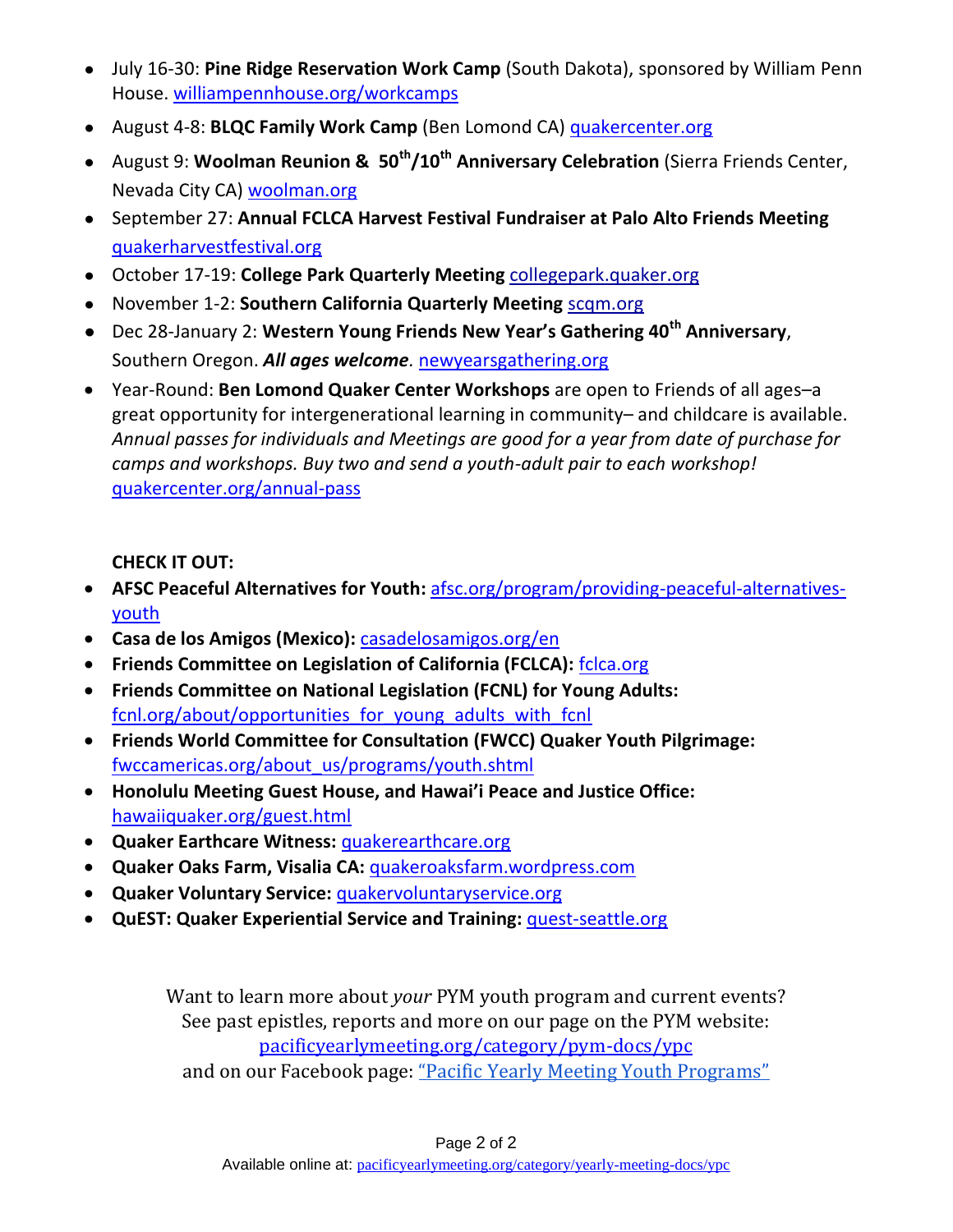- July 16-30: **Pine Ridge Reservation Work Camp** (South Dakota), sponsored by William Penn House. williampennhouse.org/workcamps
- August 4-8: **BLQC Family Work Camp** (Ben Lomond CA) quakercenter.org
- August 9: **Woolman Reunion & 50th/10th Anniversary Celebration** (Sierra Friends Center, Nevada City CA) woolman.org
- September 27: **Annual FCLCA Harvest Festival Fundraiser at Palo Alto Friends Meeting** quakerharvestfestival.org
- October 17-19: **College Park Quarterly Meeting** collegepark.quaker.org
- November 1-2: **Southern California Quarterly Meeting** scqm.org
- Dec 28-January 2: **Western Young Friends New Year's Gathering 40th Anniversary**, Southern Oregon. ***All ages welcome***. newyearsgathering.org
- Year-Round: **Ben Lomond Quaker Center Workshops** are open to Friends of all ages–a great opportunity for intergenerational learning in community– and childcare is available. *Annual passes for individuals and Meetings are good for a year from date of purchase for camps and workshops. Buy two and send a youth-adult pair to each workshop!* quakercenter.org/annual-pass

**CHECK IT OUT:**

- **AFSC Peaceful Alternatives for Youth:** afsc.org/program/providing-peaceful-alternatives-youth
- **Casa de los Amigos (Mexico):** casadelosamigos.org/en
- **Friends Committee on Legislation of California (FCLCA):** fclca.org
- **Friends Committee on National Legislation (FCNL) for Young Adults:** fcnl.org/about/opportunities_for_young_adults_with_fcnl
- **Friends World Committee for Consultation (FWCC) Quaker Youth Pilgrimage:** fwccamericas.org/about_us/programs/youth.shtml
- **Honolulu Meeting Guest House, and Hawai'i Peace and Justice Office:** hawaiiquaker.org/guest.html
- **Quaker Earthcare Witness:** quakerearthcare.org
- **Quaker Oaks Farm, Visalia CA:** quakeroaksfarm.wordpress.com
- **Quaker Voluntary Service:** quakervoluntaryservice.org
- **QuEST: Quaker Experiential Service and Training:** quest-seattle.org

Want to learn more about *your* PYM youth program and current events?
See past epistles, reports and more on our page on the PYM website:
pacificyearlymeeting.org/category/pym-docs/ypc
and on our Facebook page: "Pacific Yearly Meeting Youth Programs"

Available online at: pacificyearlymeeting.org/category/yearly-meeting-docs/ypc